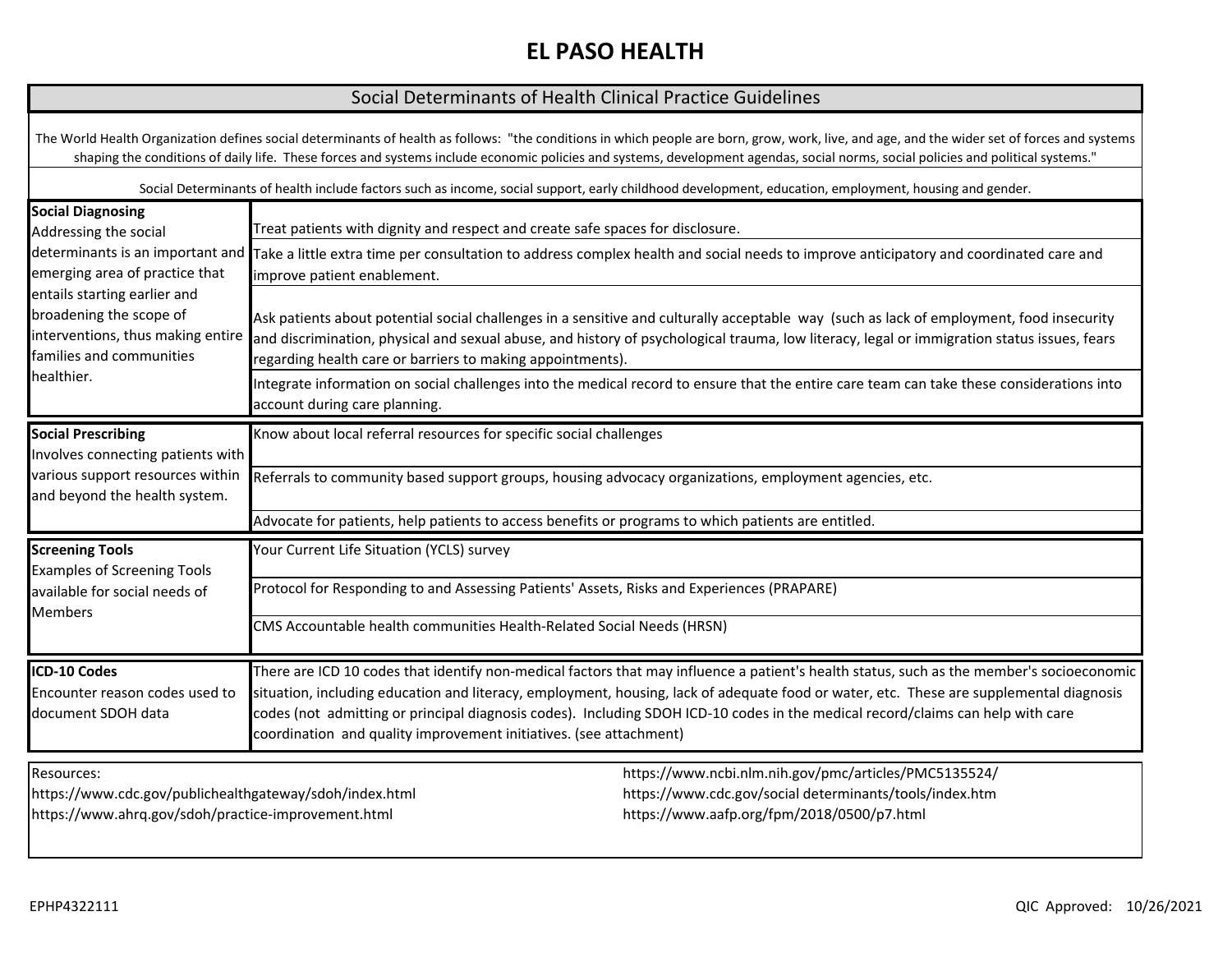# EL PASO HEALTH

## Social Determinants of Health Clinical Practice Guidelines

The World Health Organization defines social determinants of health as follows: "the conditions in which people are born, grow, work, live, and age, and the wider set of forces and systems shaping the conditions of daily life. These forces and systems include economic policies and systems, development agendas, social norms, social policies and political systems."

Social Determinants of health include factors such as income, social support, early childhood development, education, employment, housing and gender.

| | |
|---|---|
| **Social Diagnosing**<br>Addressing the social determinants is an important and emerging area of practice that entails starting earlier and broadening the scope of interventions, thus making entire families and communities healthier. | Treat patients with dignity and respect and create safe spaces for disclosure. |
| | Take a little extra time per consultation to address complex health and social needs to improve anticipatory and coordinated care and improve patient enablement. |
| | Ask patients about potential social challenges in a sensitive and culturally acceptable way (such as lack of employment, food insecurity and discrimination, physical and sexual abuse, and history of psychological trauma, low literacy, legal or immigration status issues, fears regarding health care or barriers to making appointments). |
| | Integrate information on social challenges into the medical record to ensure that the entire care team can take these considerations into account during care planning. |
| **Social Prescribing**<br>Involves connecting patients with various support resources within and beyond the health system. | Know about local referral resources for specific social challenges |
| | Referrals to community based support groups, housing advocacy organizations, employment agencies, etc. |
| | Advocate for patients, help patients to access benefits or programs to which patients are entitled. |
| **Screening Tools**<br>Examples of Screening Tools available for social needs of Members | Your Current Life Situation (YCLS) survey |
| | Protocol for Responding to and Assessing Patients' Assets, Risks and Experiences (PRAPARE) |
| | CMS Accountable health communities Health-Related Social Needs (HRSN) |
| **ICD-10 Codes**<br>Encounter reason codes used to document SDOH data | There are ICD 10 codes that identify non-medical factors that may influence a patient's health status, such as the member's socioeconomic situation, including education and literacy, employment, housing, lack of adequate food or water, etc. These are supplemental diagnosis codes (not admitting or principal diagnosis codes). Including SDOH ICD-10 codes in the medical record/claims can help with care coordination and quality improvement initiatives. (see attachment) |

Resources:
https://www.cdc.gov/publichealthgateway/sdoh/index.html
https://www.ahrq.gov/sdoh/practice-improvement.html
https://www.ncbi.nlm.nih.gov/pmc/articles/PMC5135524/
https://www.cdc.gov/social determinants/tools/index.htm
https://www.aafp.org/fpm/2018/0500/p7.html

EPHP4322111

QIC Approved: 10/26/2021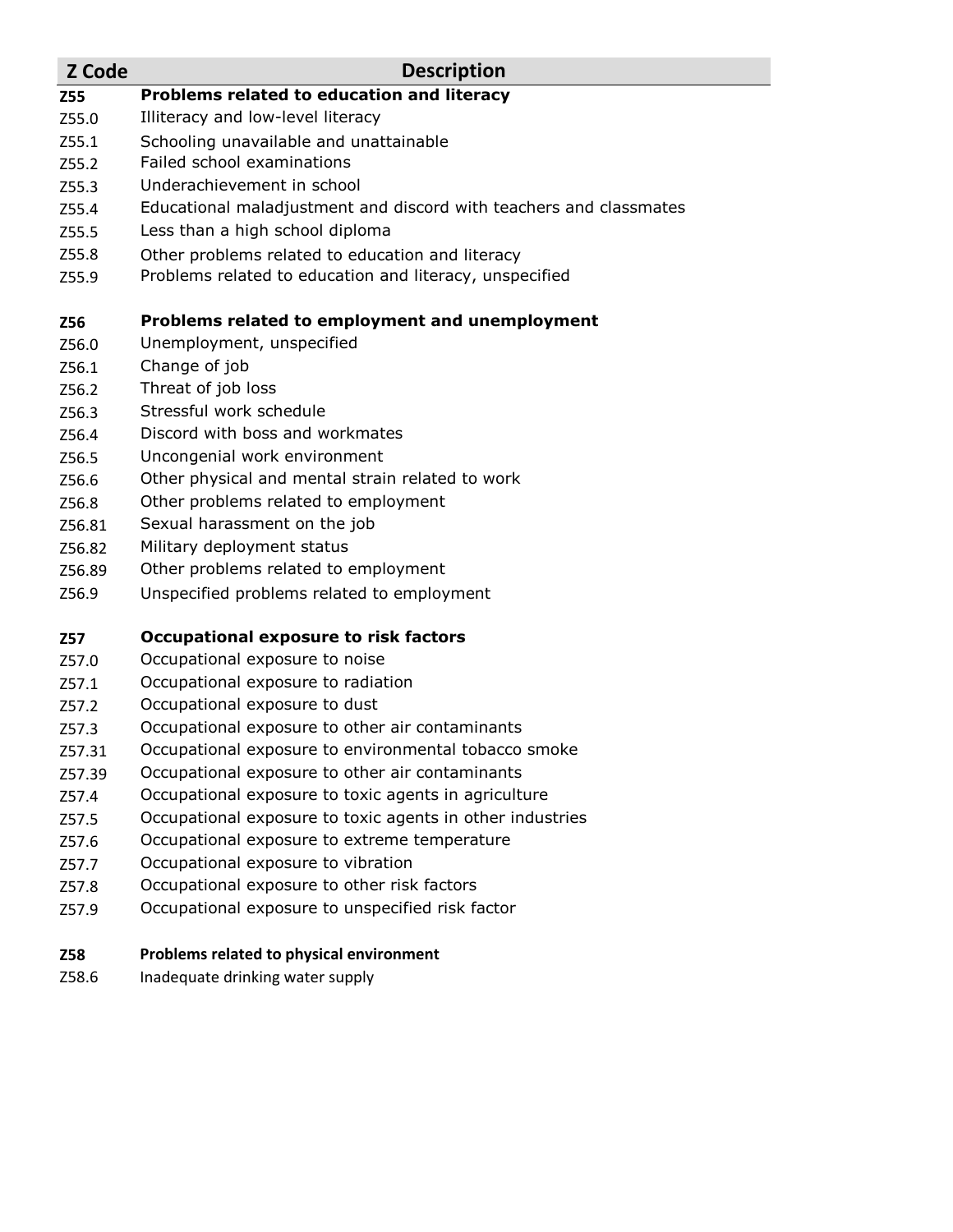| Z Code | Description |
|---|---|
| **Z55** | **Problems related to education and literacy** |
| Z55.0 | Illiteracy and low-level literacy |
| Z55.1 | Schooling unavailable and unattainable |
| Z55.2 | Failed school examinations |
| Z55.3 | Underachievement in school |
| Z55.4 | Educational maladjustment and discord with teachers and classmates |
| Z55.5 | Less than a high school diploma |
| Z55.8 | Other problems related to education and literacy |
| Z55.9 | Problems related to education and literacy, unspecified |
| | |
| **Z56** | **Problems related to employment and unemployment** |
| Z56.0 | Unemployment, unspecified |
| Z56.1 | Change of job |
| Z56.2 | Threat of job loss |
| Z56.3 | Stressful work schedule |
| Z56.4 | Discord with boss and workmates |
| Z56.5 | Uncongenial work environment |
| Z56.6 | Other physical and mental strain related to work |
| Z56.8 | Other problems related to employment |
| Z56.81 | Sexual harassment on the job |
| Z56.82 | Military deployment status |
| Z56.89 | Other problems related to employment |
| Z56.9 | Unspecified problems related to employment |
| | |
| **Z57** | **Occupational exposure to risk factors** |
| Z57.0 | Occupational exposure to noise |
| Z57.1 | Occupational exposure to radiation |
| Z57.2 | Occupational exposure to dust |
| Z57.3 | Occupational exposure to other air contaminants |
| Z57.31 | Occupational exposure to environmental tobacco smoke |
| Z57.39 | Occupational exposure to other air contaminants |
| Z57.4 | Occupational exposure to toxic agents in agriculture |
| Z57.5 | Occupational exposure to toxic agents in other industries |
| Z57.6 | Occupational exposure to extreme temperature |
| Z57.7 | Occupational exposure to vibration |
| Z57.8 | Occupational exposure to other risk factors |
| Z57.9 | Occupational exposure to unspecified risk factor |
| | |
| **Z58** | **Problems related to physical environment** |
| Z58.6 | Inadequate drinking water supply |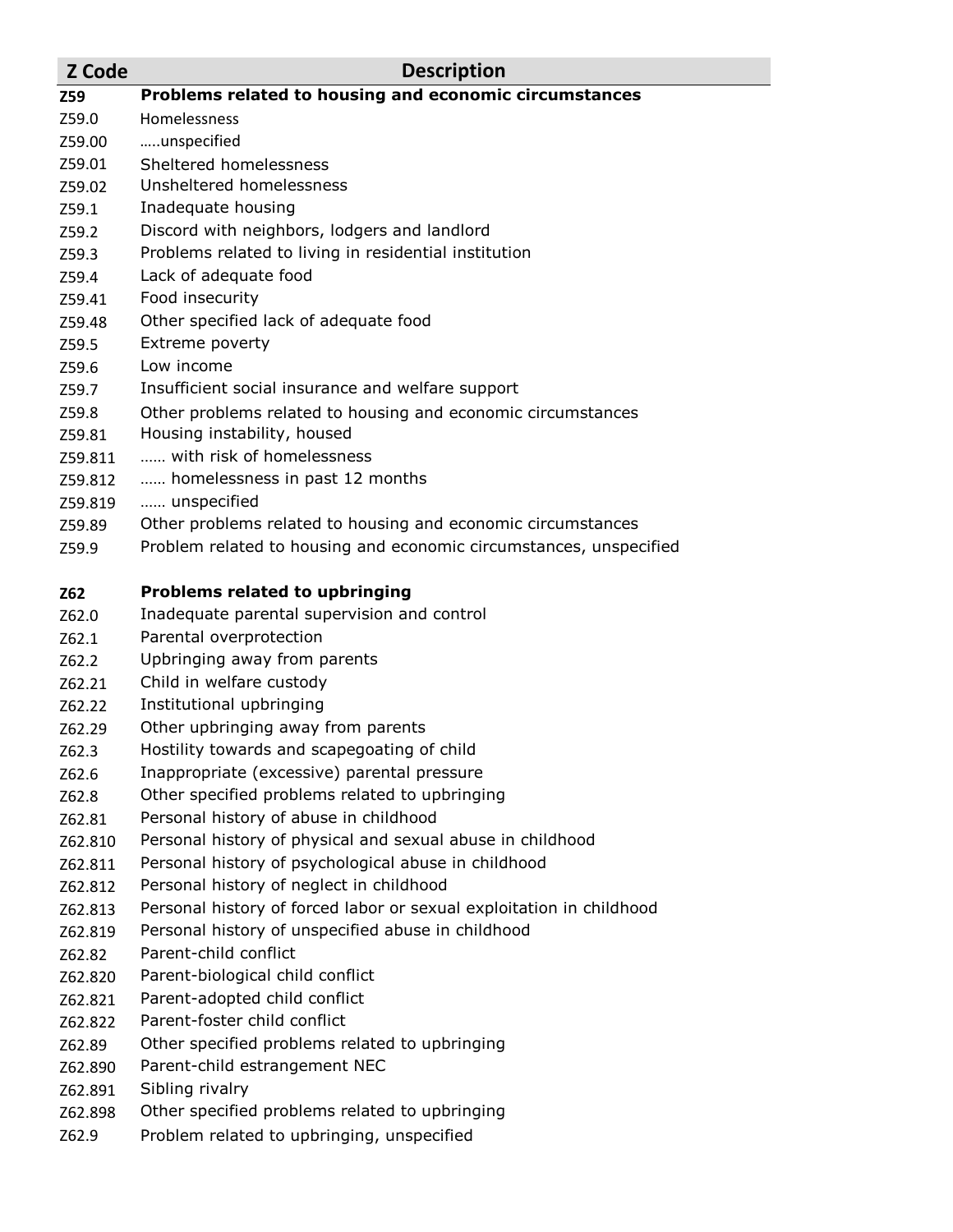| Z Code | Description |
|---|---|
| **Z59** | **Problems related to housing and economic circumstances** |
| Z59.0 | Homelessness |
| Z59.00 | …..unspecified |
| Z59.01 | Sheltered homelessness |
| Z59.02 | Unsheltered homelessness |
| Z59.1 | Inadequate housing |
| Z59.2 | Discord with neighbors, lodgers and landlord |
| Z59.3 | Problems related to living in residential institution |
| Z59.4 | Lack of adequate food |
| Z59.41 | Food insecurity |
| Z59.48 | Other specified lack of adequate food |
| Z59.5 | Extreme poverty |
| Z59.6 | Low income |
| Z59.7 | Insufficient social insurance and welfare support |
| Z59.8 | Other problems related to housing and economic circumstances |
| Z59.81 | Housing instability, housed |
| Z59.811 | …… with risk of homelessness |
| Z59.812 | …… homelessness in past 12 months |
| Z59.819 | …… unspecified |
| Z59.89 | Other problems related to housing and economic circumstances |
| Z59.9 | Problem related to housing and economic circumstances, unspecified |
| | |
| **Z62** | **Problems related to upbringing** |
| Z62.0 | Inadequate parental supervision and control |
| Z62.1 | Parental overprotection |
| Z62.2 | Upbringing away from parents |
| Z62.21 | Child in welfare custody |
| Z62.22 | Institutional upbringing |
| Z62.29 | Other upbringing away from parents |
| Z62.3 | Hostility towards and scapegoating of child |
| Z62.6 | Inappropriate (excessive) parental pressure |
| Z62.8 | Other specified problems related to upbringing |
| Z62.81 | Personal history of abuse in childhood |
| Z62.810 | Personal history of physical and sexual abuse in childhood |
| Z62.811 | Personal history of psychological abuse in childhood |
| Z62.812 | Personal history of neglect in childhood |
| Z62.813 | Personal history of forced labor or sexual exploitation in childhood |
| Z62.819 | Personal history of unspecified abuse in childhood |
| Z62.82 | Parent-child conflict |
| Z62.820 | Parent-biological child conflict |
| Z62.821 | Parent-adopted child conflict |
| Z62.822 | Parent-foster child conflict |
| Z62.89 | Other specified problems related to upbringing |
| Z62.890 | Parent-child estrangement NEC |
| Z62.891 | Sibling rivalry |
| Z62.898 | Other specified problems related to upbringing |
| Z62.9 | Problem related to upbringing, unspecified |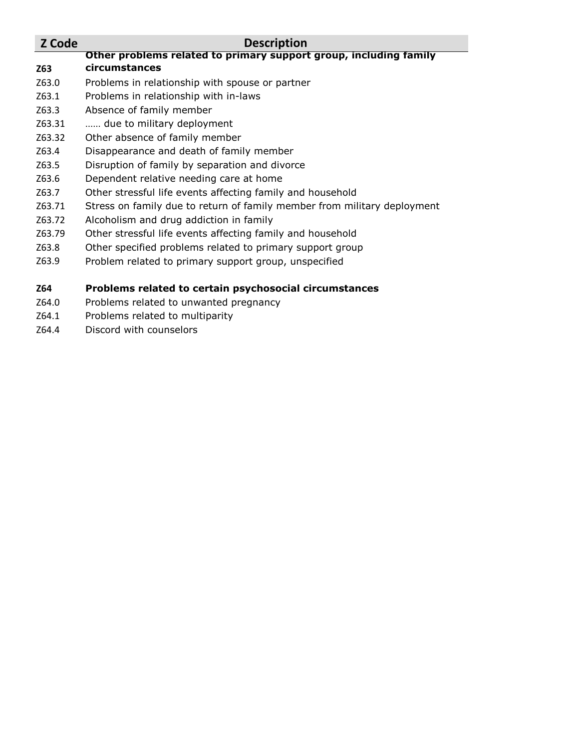| Z Code | Description |
| --- | --- |
| **Z63** | **Other problems related to primary support group, including family circumstances** |
| Z63.0 | Problems in relationship with spouse or partner |
| Z63.1 | Problems in relationship with in-laws |
| Z63.3 | Absence of family member |
| Z63.31 | …… due to military deployment |
| Z63.32 | Other absence of family member |
| Z63.4 | Disappearance and death of family member |
| Z63.5 | Disruption of family by separation and divorce |
| Z63.6 | Dependent relative needing care at home |
| Z63.7 | Other stressful life events affecting family and household |
| Z63.71 | Stress on family due to return of family member from military deployment |
| Z63.72 | Alcoholism and drug addiction in family |
| Z63.79 | Other stressful life events affecting family and household |
| Z63.8 | Other specified problems related to primary support group |
| Z63.9 | Problem related to primary support group, unspecified |
| **Z64** | **Problems related to certain psychosocial circumstances** |
| Z64.0 | Problems related to unwanted pregnancy |
| Z64.1 | Problems related to multiparity |
| Z64.4 | Discord with counselors |